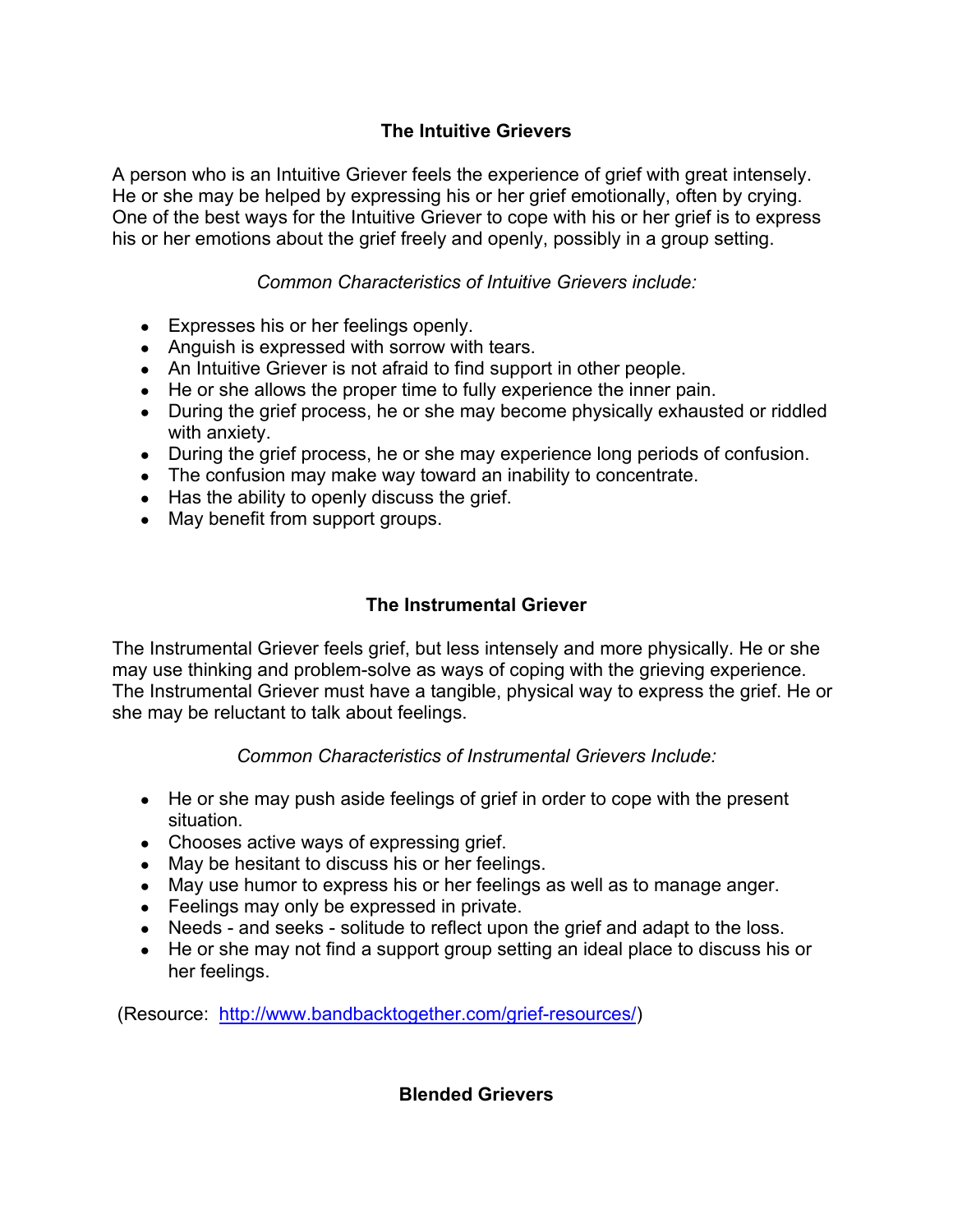## The Intuitive Grievers

A person who is an Intuitive Griever feels the experience of grief with great intensely. He or she may be helped by expressing his or her grief emotionally, often by crying. One of the best ways for the Intuitive Griever to cope with his or her grief is to express his or her emotions about the grief freely and openly, possibly in a group setting.

*Common Characteristics of Intuitive Grievers include:*

- Expresses his or her feelings openly.
- Anguish is expressed with sorrow with tears.
- An Intuitive Griever is not afraid to find support in other people.
- He or she allows the proper time to fully experience the inner pain.
- During the grief process, he or she may become physically exhausted or riddled with anxiety.
- During the grief process, he or she may experience long periods of confusion.
- The confusion may make way toward an inability to concentrate.
- Has the ability to openly discuss the grief.
- May benefit from support groups.

## The Instrumental Griever

The Instrumental Griever feels grief, but less intensely and more physically. He or she may use thinking and problem-solve as ways of coping with the grieving experience. The Instrumental Griever must have a tangible, physical way to express the grief. He or she may be reluctant to talk about feelings.

*Common Characteristics of Instrumental Grievers Include:*

- He or she may push aside feelings of grief in order to cope with the present situation.
- Chooses active ways of expressing grief.
- May be hesitant to discuss his or her feelings.
- May use humor to express his or her feelings as well as to manage anger.
- Feelings may only be expressed in private.
- Needs - and seeks - solitude to reflect upon the grief and adapt to the loss.
- He or she may not find a support group setting an ideal place to discuss his or her feelings.

(Resource: http://www.bandbacktogether.com/grief-resources/)

## Blended Grievers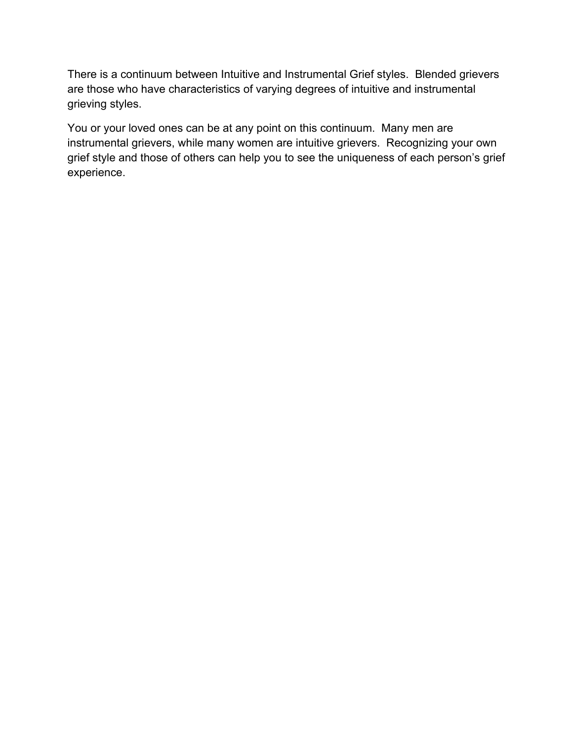There is a continuum between Intuitive and Instrumental Grief styles. Blended grievers are those who have characteristics of varying degrees of intuitive and instrumental grieving styles.

You or your loved ones can be at any point on this continuum. Many men are instrumental grievers, while many women are intuitive grievers. Recognizing your own grief style and those of others can help you to see the uniqueness of each person's grief experience.